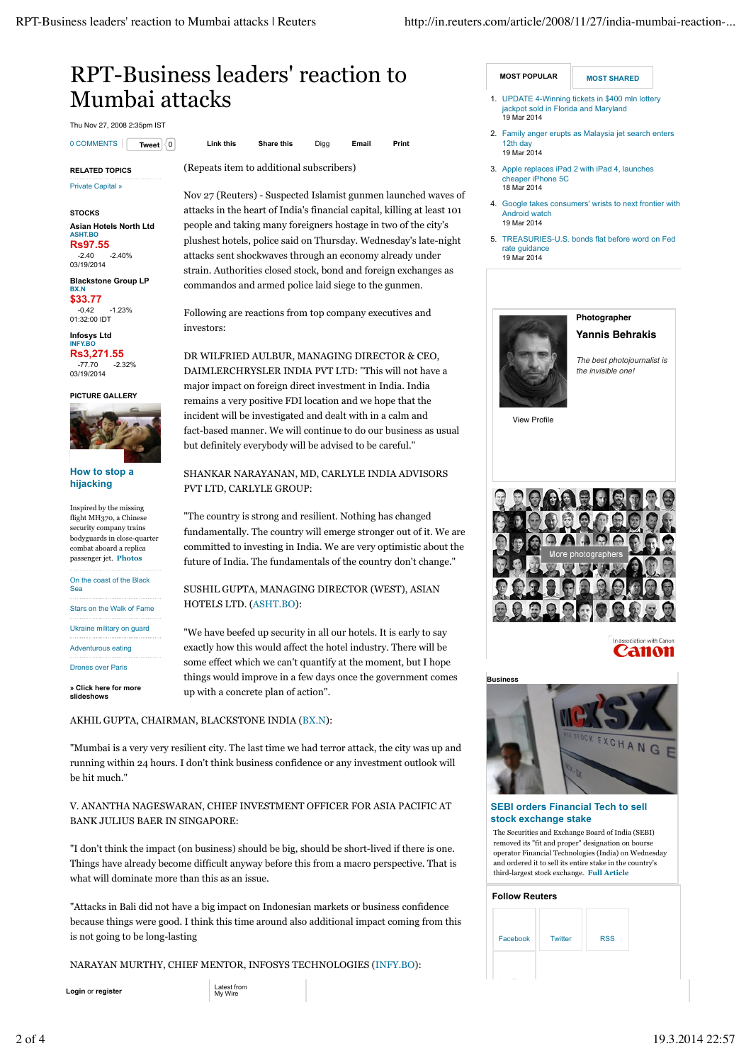# RPT-Business leaders' reaction to Mumbai attacks

Thu Nov 27, 2008 2:35pm IST

0 COMMENTS | Tweet 0 | Link this | Share this | Digg | Email | Print

(Repeats item to additional subscribers)

Nov 27 (Reuters) - Suspected Islamist gunmen launched waves of attacks in the heart of India's financial capital, killing at least 101 people and taking many foreigners hostage in two of the city's plushest hotels, police said on Thursday. Wednesday's late-night attacks sent shockwaves through an economy already under strain. Authorities closed stock, bond and foreign exchanges as commandos and armed police laid siege to the gunmen.

Following are reactions from top company executives and investors:

DR WILFRIED AULBUR, MANAGING DIRECTOR & CEO, DAIMLERCHRYSLER INDIA PVT LTD: "This will not have a major impact on foreign direct investment in India. India remains a very positive FDI location and we hope that the incident will be investigated and dealt with in a calm and fact-based manner. We will continue to do our business as usual but definitely everybody will be advised to be careful."

SHANKAR NARAYANAN, MD, CARLYLE INDIA ADVISORS PVT LTD, CARLYLE GROUP:

"The country is strong and resilient. Nothing has changed fundamentally. The country will emerge stronger out of it. We are committed to investing in India. We are very optimistic about the future of India. The fundamentals of the country don't change."

SUSHIL GUPTA, MANAGING DIRECTOR (WEST), ASIAN HOTELS LTD. (ASHT.BO):

"We have beefed up security in all our hotels. It is early to say exactly how this would affect the hotel industry. There will be some effect which we can't quantify at the moment, but I hope things would improve in a few days once the government comes up with a concrete plan of action".

AKHIL GUPTA, CHAIRMAN, BLACKSTONE INDIA (BX.N):

"Mumbai is a very very resilient city. The last time we had terror attack, the city was up and running within 24 hours. I don't think business confidence or any investment outlook will be hit much."

V. ANANTHA NAGESWARAN, CHIEF INVESTMENT OFFICER FOR ASIA PACIFIC AT BANK JULIUS BAER IN SINGAPORE:

"I don't think the impact (on business) should be big, should be short-lived if there is one. Things have already become difficult anyway before this from a macro perspective. That is what will dominate more than this as an issue.

"Attacks in Bali did not have a big impact on Indonesian markets or business confidence because things were good. I think this time around also additional impact coming from this is not going to be long-lasting

NARAYAN MURTHY, CHIEF MENTOR, INFOSYS TECHNOLOGIES (INFY.BO):

---

**RELATED TOPICS**

Private Capital »

**STOCKS**

**Asian Hotels North Ltd**
ASHT.BO
**Rs97.55**
-2.40 -2.40%
03/19/2014

**Blackstone Group LP**
BX.N
**$33.77**
-0.42 -1.23%
01:32:00 IDT

**Infosys Ltd**
INFY.BO
**Rs3,271.55**
-77.70 -2.32%
03/19/2014

**PICTURE GALLERY**

**How to stop a hijacking**

Inspired by the missing flight MH370, a Chinese security company trains bodyguards in close-quarter combat aboard a replica passenger jet. Photos

- On the coast of the Black Sea
- Stars on the Walk of Fame
- Ukraine military on guard
- Adventurous eating
- Drones over Paris

» Click here for more slideshows

---

**MOST POPULAR** | **MOST SHARED**

1. UPDATE 4-Winning tickets in $400 mln lottery jackpot sold in Florida and Maryland
19 Mar 2014
2. Family anger erupts as Malaysia jet search enters 12th day
19 Mar 2014
3. Apple replaces iPad 2 with iPad 4, launches cheaper iPhone 5C
18 Mar 2014
4. Google takes consumers' wrists to next frontier with Android watch
19 Mar 2014
5. TREASURIES-U.S. bonds flat before word on Fed rate guidance
19 Mar 2014

Photographer
**Yannis Behrakis**

*The best photojournalist is the invisible one!*

View Profile

More photographers

In association with Canon

**Business**

**SEBI orders Financial Tech to sell stock exchange stake**

The Securities and Exchange Board of India (SEBI) removed its "fit and proper" designation on bourse operator Financial Technologies (India) on Wednesday and ordered it to sell its entire stake in the country's third-largest stock exchange. Full Article

**Follow Reuters**

Facebook | Twitter | RSS

Login or register | Latest from My Wire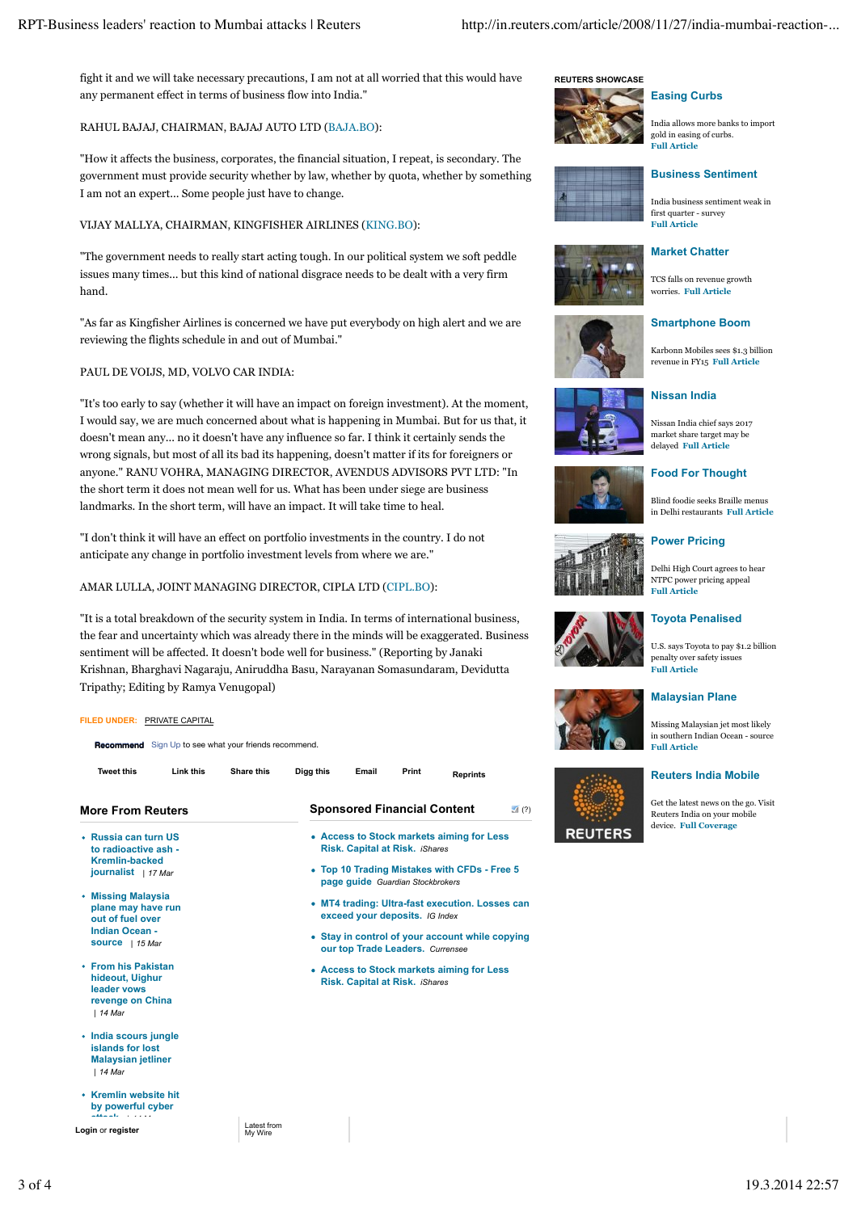fight it and we will take necessary precautions, I am not at all worried that this would have any permanent effect in terms of business flow into India."

RAHUL BAJAJ, CHAIRMAN, BAJAJ AUTO LTD (BAJA.BO):

"How it affects the business, corporates, the financial situation, I repeat, is secondary. The government must provide security whether by law, whether by quota, whether by something I am not an expert... Some people just have to change.

VIJAY MALLYA, CHAIRMAN, KINGFISHER AIRLINES (KING.BO):

"The government needs to really start acting tough. In our political system we soft peddle issues many times... but this kind of national disgrace needs to be dealt with a very firm hand.

"As far as Kingfisher Airlines is concerned we have put everybody on high alert and we are reviewing the flights schedule in and out of Mumbai."

PAUL DE VOIJS, MD, VOLVO CAR INDIA:

"It's too early to say (whether it will have an impact on foreign investment). At the moment, I would say, we are much concerned about what is happening in Mumbai. But for us that, it doesn't mean any... no it doesn't have any influence so far. I think it certainly sends the wrong signals, but most of all its bad its happening, doesn't matter if its for foreigners or anyone." RANU VOHRA, MANAGING DIRECTOR, AVENDUS ADVISORS PVT LTD: "In the short term it does not mean well for us. What has been under siege are business landmarks. In the short term, will have an impact. It will take time to heal.

"I don't think it will have an effect on portfolio investments in the country. I do not anticipate any change in portfolio investment levels from where we are."

AMAR LULLA, JOINT MANAGING DIRECTOR, CIPLA LTD (CIPLA.BO):

"It is a total breakdown of the security system in India. In terms of international business, the fear and uncertainty which was already there in the minds will be exaggerated. Business sentiment will be affected. It doesn't bode well for business." (Reporting by Janaki Krishnan, Bharghavi Nagaraju, Aniruddha Basu, Narayanan Somasundaram, Devidutta Tripathy; Editing by Ramya Venugopal)

FILED UNDER: PRIVATE CAPITAL